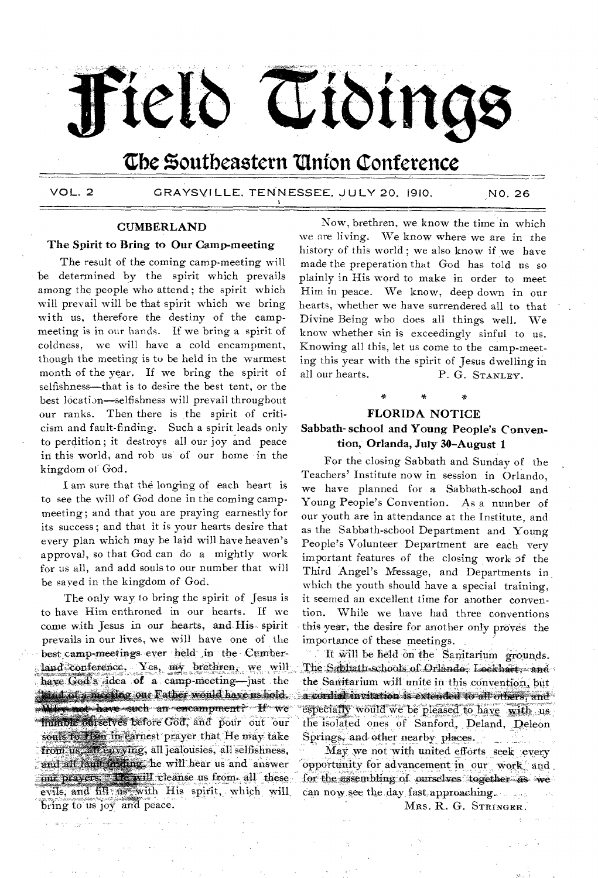# Field Tidings

## The Southeastern Union Conference

VOL. 2 GRAYSVILLE, TENNESSEE, JULY 20, 1910. NO. 26

### CUMBERLAND

#### The Spirit to Bring to Our Camp-meeting

The result of the coming camp-meeting will be determined by the spirit which prevails among the people who attend; the spirit which will prevail will be that spirit which we bring with us, therefore the destiny of the camp-meeting is in our hands. If we bring a spirit of coldness, we will have a cold encampment, though the meeting is to be held in the warmest month of the year. If we bring the spirit of selfishness—that is to desire the best tent, or the best location—selfishness will prevail throughout our ranks. Then there is the spirit of criticism and fault-finding. Such a spirit leads only to perdition; it destroys all our joy and peace in this world, and rob us of our home in the kingdom of God.

I am sure that the longing of each heart is to see the will of God done in the coming camp-meeting; and that you are praying earnestly for its success; and that it is your hearts desire that every plan which may be laid will have heaven's approval, so that God can do a mighty work for us all, and add souls to our number that will be saved in the kingdom of God.

The only way to bring the spirit of Jesus is to have Him enthroned in our hearts. If we come with Jesus in our hearts, and His spirit prevails in our lives, we will have one of the best camp-meetings ever held in the Cumberland conference. Yes, my brethren, we will have God's idea of a camp-meeting—just the kind of a meeting our Father would have us hold. Why not have such an encampment? If we humble ourselves before God, and pour out our souls to Him in earnest prayer that He may take from us all envying, all jealousies, all selfishness, and all fault finding, he will hear us and answer our prayers. He will cleanse us from all these evils, and fill us with His spirit, which will bring to us joy and peace.

Now, brethren, we know the time in which we are living. We know where we are in the history of this world; we also know if we have made the preperation that God has told us so plainly in His word to make in order to meet Him in peace. We know, deep down in our hearts, whether we have surrendered all to that Divine Being who does all things well. We know whether sin is exceedingly sinful to us. Knowing all this, let us come to the camp-meeting this year with the spirit of Jesus dwelling in all our hearts.

P. G. STANLEY.

\* \* \*

### FLORIDA NOTICE

#### Sabbath-school and Young People's Convention, Orlanda, July 30–August 1

For the closing Sabbath and Sunday of the Teachers' Institute now in session in Orlando, we have planned for a Sabbath-school and Young People's Convention. As a number of our youth are in attendance at the Institute, and as the Sabbath-school Department and Young People's Volunteer Department are each very important features of the closing work of the Third Angel's Message, and Departments in which the youth should have a special training, it seemed an excellent time for another convention. While we have had three conventions this year, the desire for another only proves the importance of these meetings.

It will be held on the Sanitarium grounds. The Sabbath-schools of Orlando, Lockhart, and the Sanitarium will unite in this convention, but a cordial invitation is extended to all others, and especially would we be pleased to have with us the isolated ones of Sanford, Deland, Deleon Springs, and other nearby places.

May we not with united efforts seek every opportunity for advancement in our work and for the assembling of ourselves together as we can now see the day fast approaching.

MRS. R. G. STRINGER.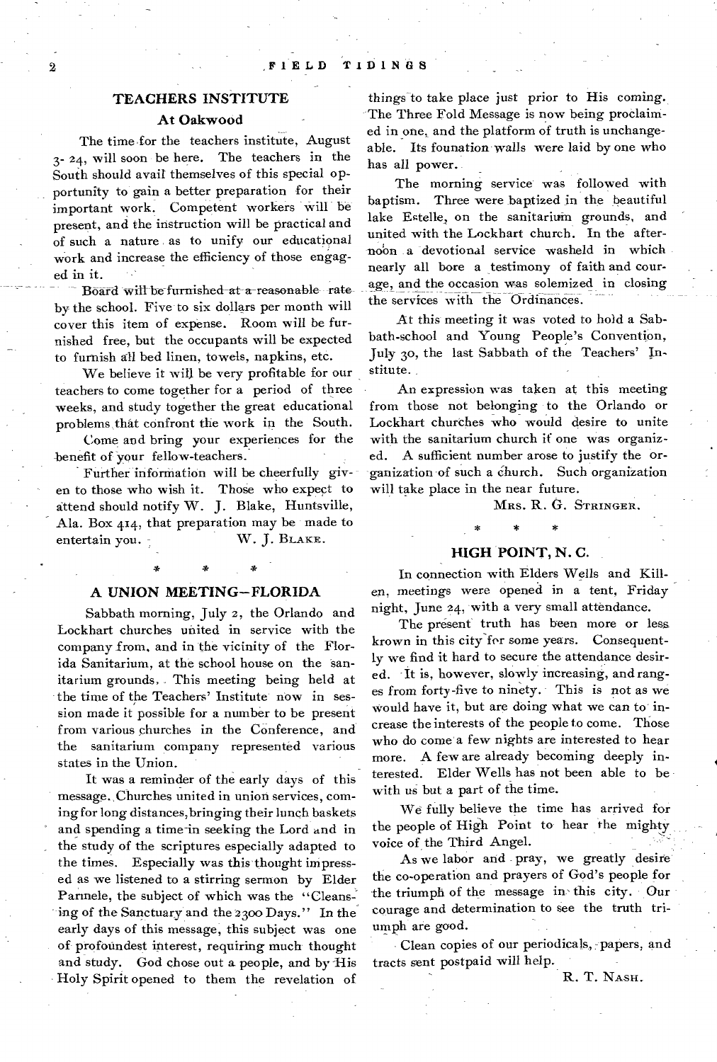## TEACHERS INSTITUTE

### At Oakwood

The time for the teachers institute, August 3- 24, will soon be here. The teachers in the South should avail themselves of this special opportunity to gain a better preparation for their important work. Competent workers will be present, and the instruction will be practical and of such a nature as to unify our educational work and increase the efficiency of those engaged in it.

Board will be furnished at a reasonable rate by the school. Five to six dollars per month will cover this item of expense. Room will be furnished free, but the occupants will be expected to furnish all bed linen, towels, napkins, etc.

We believe it will be very profitable for our teachers to come together for a period of three weeks, and study together the great educational problems that confront the work in the South.

Come and bring your experiences for the benefit of your fellow-teachers.

Further information will be cheerfully given to those who wish it. Those who expect to attend should notify W. J. Blake, Huntsville, Ala. Box 414, that preparation may be made to entertain you.

W. J. BLAKE.

\* \* \*

## A UNION MEETING—FLORIDA

Sabbath morning, July 2, the Orlando and Lockhart churches united in service with the company from, and in the vicinity of the Florida Sanitarium, at the school house on the sanitarium grounds. This meeting being held at the time of the Teachers' Institute now in session made it possible for a number to be present from various churches in the Conference, and the sanitarium company represented various states in the Union.

It was a reminder of the early days of this message. Churches united in union services, coming for long distances, bringing their lunch baskets and spending a time in seeking the Lord and in the study of the scriptures especially adapted to the times. Especially was this thought impressed as we listened to a stirring sermon by Elder Parmele, the subject of which was the "Cleansing of the Sanctuary and the 2300 Days." In the early days of this message, this subject was one of profoundest interest, requiring much thought and study. God chose out a people, and by His Holy Spirit opened to them the revelation of things to take place just prior to His coming. The Three Fold Message is now being proclaimed in one, and the platform of truth is unchangeable. Its founation walls were laid by one who has all power.

The morning service was followed with baptism. Three were baptized in the beautiful lake Estelle, on the sanitarium grounds, and united with the Lockhart church. In the afternoon a devotional service washeld in which nearly all bore a testimony of faith and courage, and the occasion was solemized in closing the services with the Ordinances.

At this meeting it was voted to hold a Sabbath-school and Young People's Convention, July 30, the last Sabbath of the Teachers' Institute.

An expression was taken at this meeting from those not belonging to the Orlando or Lockhart churches who would desire to unite with the sanitarium church if one was organized. A sufficient number arose to justify the organization of such a church. Such organization will take place in the near future.

MRS. R. G. STRINGER.

\* \* \*

## HIGH POINT, N. C.

In connection with Elders Wells and Killen, meetings were opened in a tent, Friday night, June 24, with a very small attendance.

The present truth has been more or less krown in this city for some years. Consequently we find it hard to secure the attendance desired. It is, however, slowly increasing, and ranges from forty-five to ninety. This is not as we would have it, but are doing what we can to increase the interests of the people to come. Those who do come a few nights are interested to hear more. A few are already becoming deeply interested. Elder Wells has not been able to be with us but a part of the time.

We fully believe the time has arrived for the people of High Point to hear the mighty voice of the Third Angel.

As we labor and pray, we greatly desire the co-operation and prayers of God's people for the triumph of the message in this city. Our courage and determination to see the truth triumph are good.

Clean copies of our periodicals, papers, and tracts sent postpaid will help.

R. T. NASH.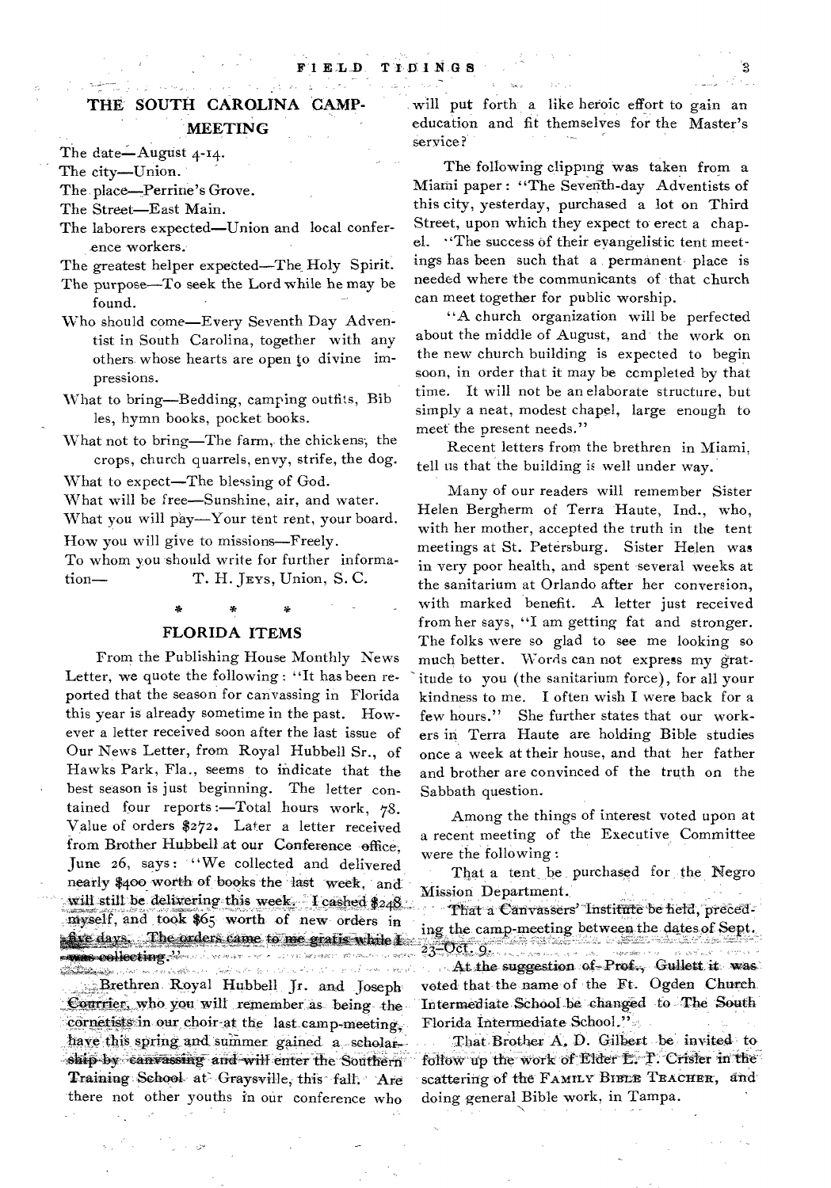## THE SOUTH CAROLINA CAMP-MEETING

The date—August 4-14.

The city—Union.

The place—Perrine's Grove.

The Street—East Main.

The laborers expected—Union and local conference workers.

The greatest helper expected—The Holy Spirit.

The purpose—To seek the Lord while he may be found.

Who should come—Every Seventh Day Adventist in South Carolina, together with any others whose hearts are open to divine impressions.

What to bring—Bedding, camping outfits, Bibles, hymn books, pocket books.

What not to bring—The farm, the chickens, the crops, church quarrels, envy, strife, the dog.

What to expect—The blessing of God.

What will be free—Sunshine, air, and water.

What you will pay—Your tent rent, your board.

How you will give to missions—Freely.

To whom you should write for further information— T. H. JEYS, Union, S. C.

\* \* \*

## FLORIDA ITEMS

From the Publishing House Monthly News Letter, we quote the following: "It has been reported that the season for canvassing in Florida this year is already sometime in the past. However a letter received soon after the last issue of Our News Letter, from Royal Hubbell Sr., of Hawks Park, Fla., seems to indicate that the best season is just beginning. The letter contained four reports:—Total hours work, 78. Value of orders $272. Later a letter received from Brother Hubbell at our Conference office, June 26, says: "We collected and delivered nearly $400 worth of books the last week, and will still be delivering this week. I cashed $248 myself, and took $65 worth of new orders in five days. The orders came to me gratis while I was collecting.'"

Brethren Royal Hubbell Jr. and Joseph Courrier, who you will remember as being the cornetists in our choir at the last camp-meeting, have this spring and summer gained a scholarship by canvassing and will enter the Southern Training School at Graysville, this fall. Are there not other youths in our conference who will put forth a like heroic effort to gain an education and fit themselves for the Master's service?

The following clipping was taken from a Miami paper: "The Seventh-day Adventists of this city, yesterday, purchased a lot on Third Street, upon which they expect to erect a chapel. "The success of their evangelistic tent meetings has been such that a permanent place is needed where the communicants of that church can meet together for public worship.

"A church organization will be perfected about the middle of August, and the work on the new church building is expected to begin soon, in order that it may be completed by that time. It will not be an elaborate structure, but simply a neat, modest chapel, large enough to meet the present needs."

Recent letters from the brethren in Miami, tell us that the building is well under way.

Many of our readers will remember Sister Helen Bergherm of Terra Haute, Ind., who, with her mother, accepted the truth in the tent meetings at St. Petersburg. Sister Helen was in very poor health, and spent several weeks at the sanitarium at Orlando after her conversion, with marked benefit. A letter just received from her says, "I am getting fat and stronger. The folks were so glad to see me looking so much better. Words can not express my gratitude to you (the sanitarium force), for all your kindness to me. I often wish I were back for a few hours." She further states that our workers in Terra Haute are holding Bible studies once a week at their house, and that her father and brother are convinced of the truth on the Sabbath question.

Among the things of interest voted upon at a recent meeting of the Executive Committee were the following:

That a tent be purchased for the Negro Mission Department.

That a Canvassers' Institute be held, preceding the camp-meeting between the dates of Sept. 23-Oct. 9.

At the suggestion of Prof. Gullett it was voted that the name of the Ft. Ogden Church Intermediate School be changed to The South Florida Intermediate School."

That Brother A. D. Gilbert be invited to follow up the work of Elder L. T. Crisler in the scattering of the FAMILY BIBLE TEACHER, and doing general Bible work, in Tampa.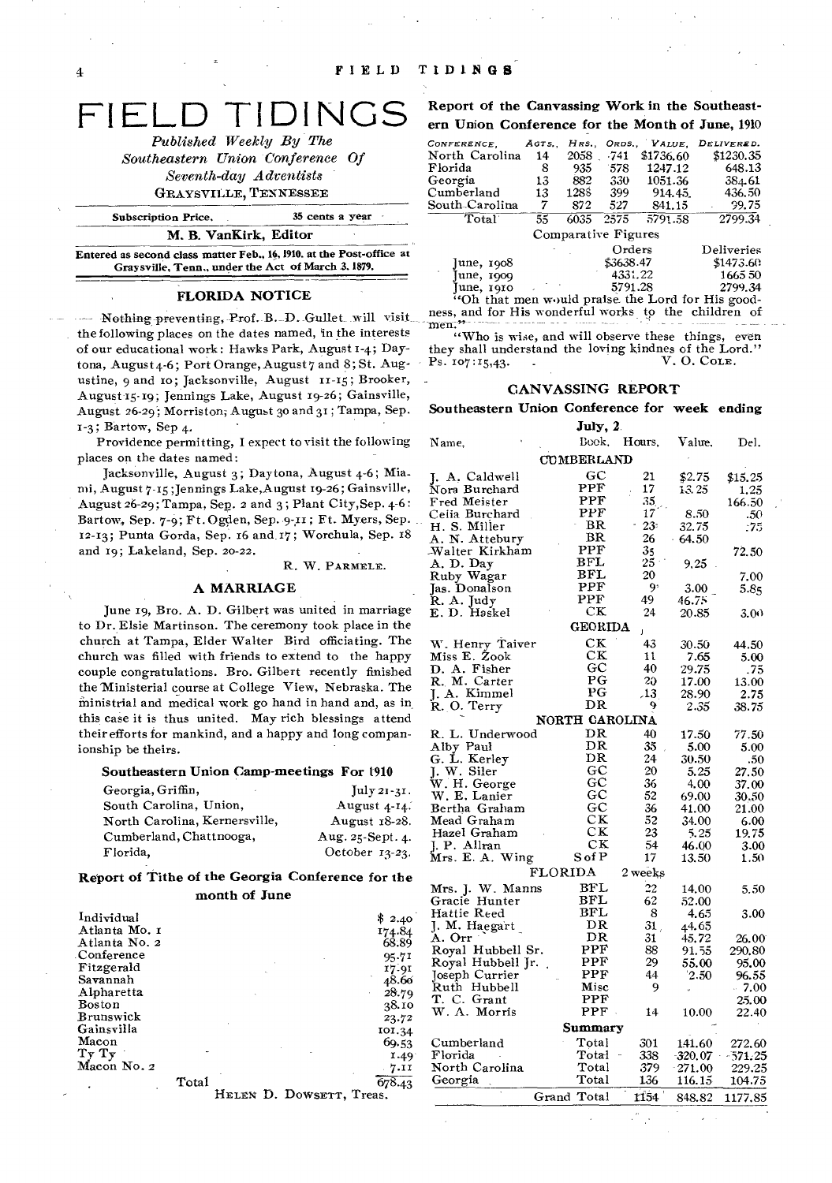# FIELD TIDINGS

*Published Weekly By The Southeastern Union Conference Of Seventh-day Adventists*

GRAYSVILLE, TENNESSEE

Subscription Price. 35 cents a year

**M. B. VanKirk, Editor**

Entered as second class matter Feb., 16, 1910. at the Post-office at Graysville, Tenn., under the Act of March 3, 1879.

## FLORIDA NOTICE

Nothing preventing, Prof. B. D. Gullet will visit the following places on the dates named, in the interests of our educational work: Hawks Park, August 1-4; Daytona, August 4-6; Port Orange, August 7 and 8; St. Augustine, 9 and 10; Jacksonville, August 11-15; Brooker, August 15-19; Jennings Lake, August 19-26; Gainsville, August 26-29; Morriston, August 30 and 31; Tampa, Sep. 1-3; Bartow, Sep 4.

Providence permitting, I expect to visit the following places on the dates named:

Jacksonville, August 3; Daytona, August 4-6; Miami, August 7-15; Jennings Lake, August 19-26; Gainsville, August 26-29; Tampa, Sep. 2 and 3; Plant City, Sep. 4-6; Bartow, Sep. 7-9; Ft. Ogden, Sep. 9-11; Ft. Myers, Sep. 12-13; Punta Gorda, Sep. 16 and 17; Worchula, Sep. 18 and 19; Lakeland, Sep. 20-22.

R. W. PARMELE.

## A MARRIAGE

June 19, Bro. A. D. Gilbert was united in marriage to Dr. Elsie Martinson. The ceremony took place in the church at Tampa, Elder Walter Bird officiating. The church was filled with friends to extend to the happy couple congratulations. Bro. Gilbert recently finished the Ministerial course at College View, Nebraska. The ministrial and medical work go hand in hand and, as in this case it is thus united. May rich blessings attend their efforts for mankind, and a happy and long companionship be theirs.

### Southeastern Union Camp-meetings For 1910

| | |
|---|---|
| Georgia, Griffin, | July 21-31. |
| South Carolina, Union, | August 4-14. |
| North Carolina, Kernersville, | August 18-28. |
| Cumberland, Chattnooga, | Aug. 25-Sept. 4. |
| Florida, | October 13-23. |

### Report of Tithe of the Georgia Conference for the month of June

| | |
|---|---|
| Individual | $ 2.40 |
| Atlanta No. 1 | 174.84 |
| Atlanta No. 2 | 68.89 |
| Conference | 95.71 |
| Fitzgerald | 17.91 |
| Savannah | 48.66 |
| Alpharetta | 28.79 |
| Boston | 38.10 |
| Brunswick | 23.72 |
| Gainsvilla | 101.34 |
| Macon | 69.53 |
| Ty Ty | 1.49 |
| Macon No. 2 | 7.11 |
| Total | 678.43 |

HELEN D. DOWSETT, Treas.

### Report of the Canvassing Work in the Southeastern Union Conference for the Month of June, 1910

| CONFERENCE, | AGTS., | HRS., | ORDS., | VALUE, | DELIVERED. |
|---|---|---|---|---|---|
| North Carolina | 14 | 2058 | 741 | $1736.60 | $1230.35 |
| Florida | 8 | 935 | 578 | 1247.12 | 648.13 |
| Georgia | 13 | 882 | 330 | 1051.36 | 384.61 |
| Cumberland | 13 | 1288 | 399 | 914.45 | 436.50 |
| South Carolina | 7 | 872 | 527 | 841.15 | 99.75 |
| Total | 55 | 6035 | 2575 | 5791.58 | 2799.34 |

Comparative Figures

| | Orders | Deliveries |
|---|---|---|
| June, 1908 | $3638.47 | $1473.60 |
| June, 1909 | 4331.22 | 1665 50 |
| June, 1910 | 5791.28 | 2799.34 |

"Oh that men would praise the Lord for His goodness, and for His wonderful works to the children of men."

"Who is wise, and will observe these things, even they shall understand the loving kindnes of the Lord." Ps. 107:15,43.

V. O. COLE.

## CANVASSING REPORT

### Southeastern Union Conference for week ending July, 2

| Name, | Book. | Hours, | Value. | Del. |
|---|---|---|---|---|
| **CUMBERLAND** | | | | |
| J. A. Caldwell | GC | 21 | $2.75 | $15.25 |
| Nora Burchard | PPF | 17 | 13.25 | 1.25 |
| Fred Meister | PPF | 35 | | 166.50 |
| Celia Burchard | PPF | 17 | 8.50 | .50 |
| H. S. Miller | BR | 23 | 32.75 | .75 |
| A. N. Attebury | BR | 26 | 64.50 | |
| Walter Kirkham | PPF | 35 | | 72.50 |
| A. D. Day | BFL | 25 | 9.25 | |
| Ruby Wagar | BFL | 20 | | 7.00 |
| Jas. Donalson | PPF | 9 | 3.00 | 5.85 |
| R. A. Judy | PPF | 49 | 46.75 | |
| E. D. Haskel | CK | 24 | 20.85 | 3.00 |
| **GEORIDA** | | | | |
| W. Henry Taiver | CK | 43 | 30.50 | 44.50 |
| Miss E. Zook | CK | 11 | 7.65 | 5.00 |
| D. A. Fisher | GC | 40 | 29.75 | .75 |
| R. M. Carter | PG | 20 | 17.00 | 13.00 |
| J. A. Kimmel | PG | 13 | 28.90 | 2.75 |
| R. O. Terry | DR | 9 | 2.35 | 38.75 |
| **NORTH CAROLINA** | | | | |
| R. L. Underwood | DR | 40 | 17.50 | 77.50 |
| Alby Paul | DR | 35 | 5.00 | 5.00 |
| G. L. Kerley | DR | 24 | 30.50 | .50 |
| J. W. Siler | GC | 20 | 5.25 | 27.50 |
| W. H. George | GC | 36 | 4.00 | 37.00 |
| W. E. Lanier | GC | 52 | 69.00 | 30.50 |
| Bertha Graham | GC | 36 | 41.00 | 21.00 |
| Mead Graham | CK | 52 | 34.00 | 6.00 |
| Hazel Graham | CK | 23 | 5.25 | 19.75 |
| J. P. Allran | CK | 54 | 46.00 | 3.00 |
| Mrs. E. A. Wing | S of P | 17 | 13.50 | 1.50 |
| **FLORIDA** | | 2 weeks | | |
| Mrs. J. W. Manns | BFL | 22 | 14.00 | 5.50 |
| Gracie Hunter | BFL | 62 | 52.00 | |
| Hattie Reed | BFL | 8 | 4.65 | 3.00 |
| J. M. Haegart | DR | 31 | 44.65 | |
| A. Orr | DR | 31 | 45.72 | 26.00 |
| Royal Hubbell Sr. | PPF | 88 | 91.55 | 290.80 |
| Royal Hubbell Jr. | PPF | 29 | 55.00 | 95.00 |
| Joseph Currier | PPF | 44 | 2.50 | 96.55 |
| Ruth Hubbell | Misc | 9 | | 7.00 |
| T. C. Grant | PPF | | | 25.00 |
| W. A. Morris | PPF | 14 | 10.00 | 22.40 |
| **Summary** | | | | |
| Cumberland | Total | 301 | 141.60 | 272.60 |
| Florida | Total | 338 | 320.07 | 571.25 |
| North Carolina | Total | 379 | 271.00 | 229.25 |
| Georgia | Total | 136 | 116.15 | 104.75 |
| | Grand Total | 1154 | 848.82 | 1177.85 |